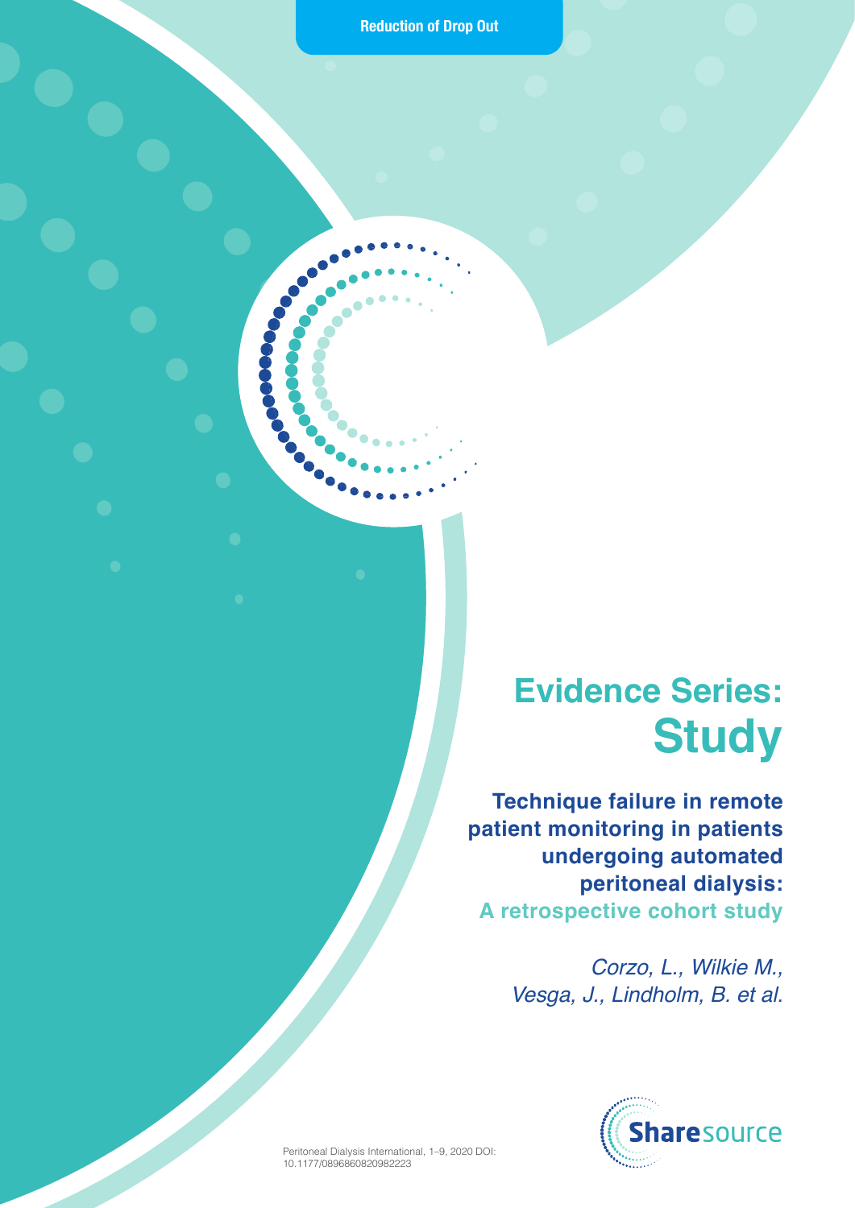Reduction of Drop Out

# Evidence Series: Study

## Technique failure in remote patient monitoring in patients undergoing automated peritoneal dialysis: A retrospective cohort study

*Corzo, L., Wilkie M., Vesga, J., Lindholm, B. et al.*

Sharesource

Peritoneal Dialysis International, 1–9, 2020 DOI: 10.1177/0896860820982223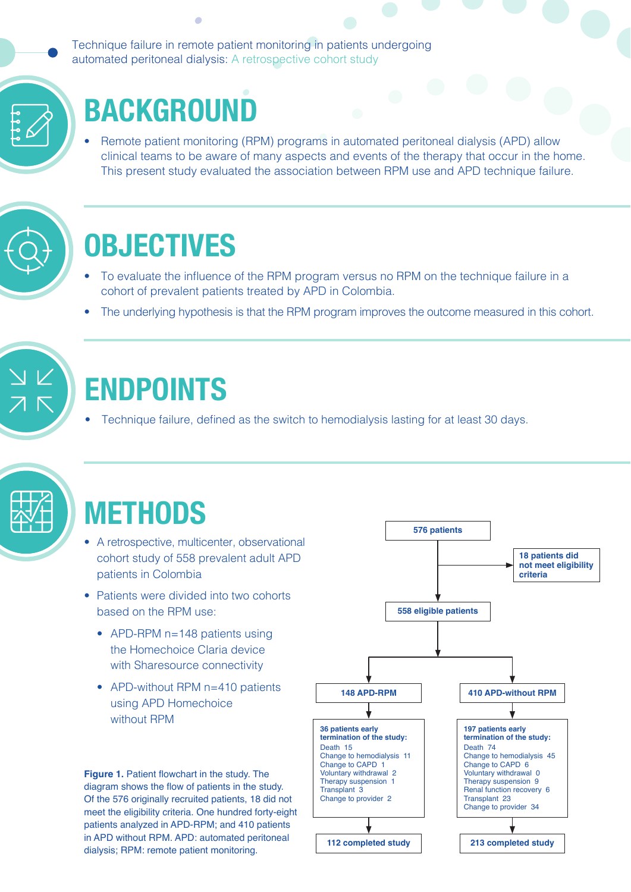Technique failure in remote patient monitoring in patients undergoing automated peritoneal dialysis: A retrospective cohort study

# BACKGROUND

- Remote patient monitoring (RPM) programs in automated peritoneal dialysis (APD) allow clinical teams to be aware of many aspects and events of the therapy that occur in the home. This present study evaluated the association between RPM use and APD technique failure.

# OBJECTIVES

- To evaluate the influence of the RPM program versus no RPM on the technique failure in a cohort of prevalent patients treated by APD in Colombia.
- The underlying hypothesis is that the RPM program improves the outcome measured in this cohort.

# ENDPOINTS

- Technique failure, defined as the switch to hemodialysis lasting for at least 30 days.

# METHODS

- A retrospective, multicenter, observational cohort study of 558 prevalent adult APD patients in Colombia
- Patients were divided into two cohorts based on the RPM use:
  - APD-RPM n=148 patients using the Homechoice Claria device with Sharesource connectivity
  - APD-without RPM n=410 patients using APD Homechoice without RPM

576 patients

18 patients did not meet eligibility criteria

558 eligible patients

| 148 APD-RPM | 410 APD-without RPM |
|---|---|
| **36 patients early termination of the study:** | **197 patients early termination of the study:** |
| Death 15 | Death 74 |
| Change to hemodialysis 11 | Change to hemodialysis 45 |
| Change to CAPD 1 | Change to CAPD 6 |
| Voluntary withdrawal 2 | Voluntary withdrawal 0 |
| Therapy suspension 1 | Therapy suspension 9 |
| Transplant 3 | Renal function recovery 6 |
| Change to provider 2 | Transplant 23 |
| | Change to provider 34 |
| 112 completed study | 213 completed study |

**Figure 1.** Patient flowchart in the study. The diagram shows the flow of patients in the study. Of the 576 originally recruited patients, 18 did not meet the eligibility criteria. One hundred forty-eight patients analyzed in APD-RPM; and 410 patients in APD without RPM. APD: automated peritoneal dialysis; RPM: remote patient monitoring.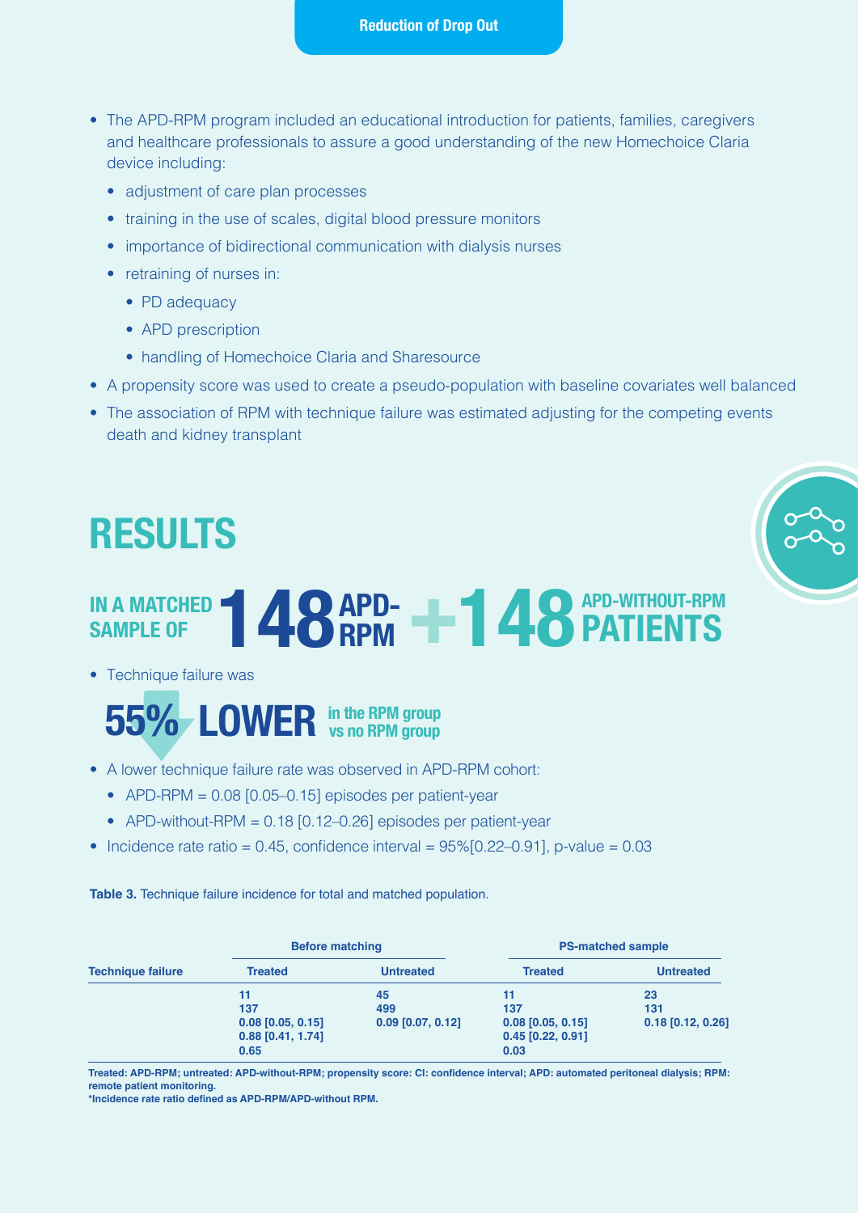## Reduction of Drop Out

- The APD-RPM program included an educational introduction for patients, families, caregivers and healthcare professionals to assure a good understanding of the new Homechoice Claria device including:
  - adjustment of care plan processes
  - training in the use of scales, digital blood pressure monitors
  - importance of bidirectional communication with dialysis nurses
  - retraining of nurses in:
    - PD adequacy
    - APD prescription
    - handling of Homechoice Claria and Sharesource
- A propensity score was used to create a pseudo-population with baseline covariates well balanced
- The association of RPM with technique failure was estimated adjusting for the competing events death and kidney transplant

# RESULTS

**IN A MATCHED SAMPLE OF 148 APD-RPM + 148 APD-WITHOUT-RPM PATIENTS**

- Technique failure was

**55% LOWER** in the RPM group vs no RPM group

- A lower technique failure rate was observed in APD-RPM cohort:
  - APD-RPM = 0.08 [0.05–0.15] episodes per patient-year
  - APD-without-RPM = 0.18 [0.12–0.26] episodes per patient-year
- Incidence rate ratio = 0.45, confidence interval = 95%[0.22–0.91], p-value = 0.03

**Table 3.** Technique failure incidence for total and matched population.

| Technique failure | Before matching | | PS-matched sample | |
|---|---|---|---|---|
| | Treated | Untreated | Treated | Untreated |
| | 11 | 45 | 11 | 23 |
| | 137 | 499 | 137 | 131 |
| | 0.08 [0.05, 0.15] | 0.09 [0.07, 0.12] | 0.08 [0.05, 0.15] | 0.18 [0.12, 0.26] |
| | 0.88 [0.41, 1.74] | | 0.45 [0.22, 0.91] | |
| | 0.65 | | 0.03 | |

Treated: APD-RPM; untreated: APD-without-RPM; propensity score: CI: confidence interval; APD: automated peritoneal dialysis; RPM: remote patient monitoring.
*Incidence rate ratio defined as APD-RPM/APD-without RPM.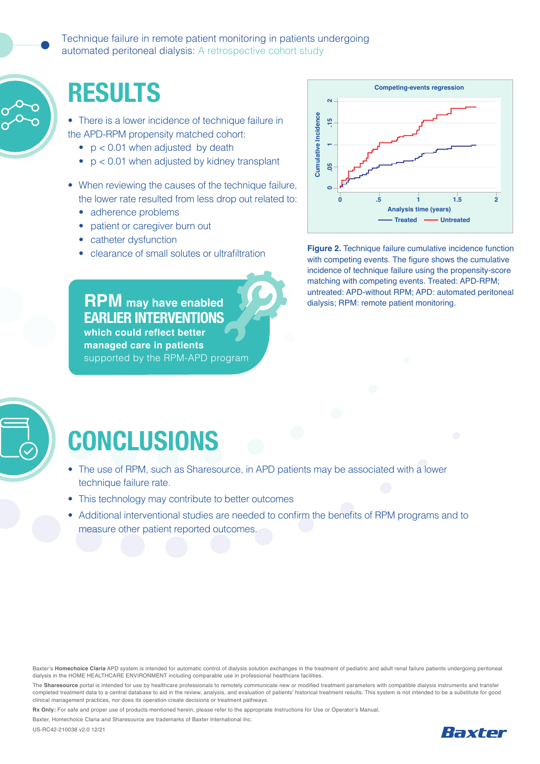Technique failure in remote patient monitoring in patients undergoing automated peritoneal dialysis: A retrospective cohort study

# RESULTS

- There is a lower incidence of technique failure in the APD-RPM propensity matched cohort:
  - $p < 0.01$ when adjusted by death
  - $p < 0.01$ when adjusted by kidney transplant
- When reviewing the causes of the technique failure, the lower rate resulted from less drop out related to:
  - adherence problems
  - patient or caregiver burn out
  - catheter dysfunction
  - clearance of small solutes or ultrafiltration

**RPM may have enabled EARLIER INTERVENTIONS which could reflect better managed care in patients** supported by the RPM-APD program

Competing-events regression

Cumulative Incidence

0
.05
.1
.15
.2

0
.5
1
1.5
2

Analysis time (years)

Treated
Untreated

**Figure 2.** Technique failure cumulative incidence function with competing events. The figure shows the cumulative incidence of technique failure using the propensity-score matching with competing events. Treated: APD-RPM; untreated: APD-without RPM; APD: automated peritoneal dialysis; RPM: remote patient monitoring.

# CONCLUSIONS

- The use of RPM, such as Sharesource, in APD patients may be associated with a lower technique failure rate.
- This technology may contribute to better outcomes
- Additional interventional studies are needed to confirm the benefits of RPM programs and to measure other patient reported outcomes.

Baxter's **Homechoice Claria** APD system is intended for automatic control of dialysis solution exchanges in the treatment of pediatric and adult renal failure patients undergoing peritoneal dialysis in the HOME HEALTHCARE ENVIRONMENT including comparable use in professional healthcare facilities.

The **Sharesource** portal is intended for use by healthcare professionals to remotely communicate new or modified treatment parameters with compatible dialysis instruments and transfer completed treatment data to a central database to aid in the review, analysis, and evaluation of patients' historical treatment results. This system is not intended to be a substitute for good clinical management practices, nor does its operation create decisions or treatment pathways.

**Rx Only:** For safe and proper use of products mentioned herein, please refer to the appropriate Instructions for Use or Operator's Manual.

Baxter, Homechoice Claria and Sharesource are trademarks of Baxter International Inc.

US-RC42-210038 v2.0 12/21

Baxter